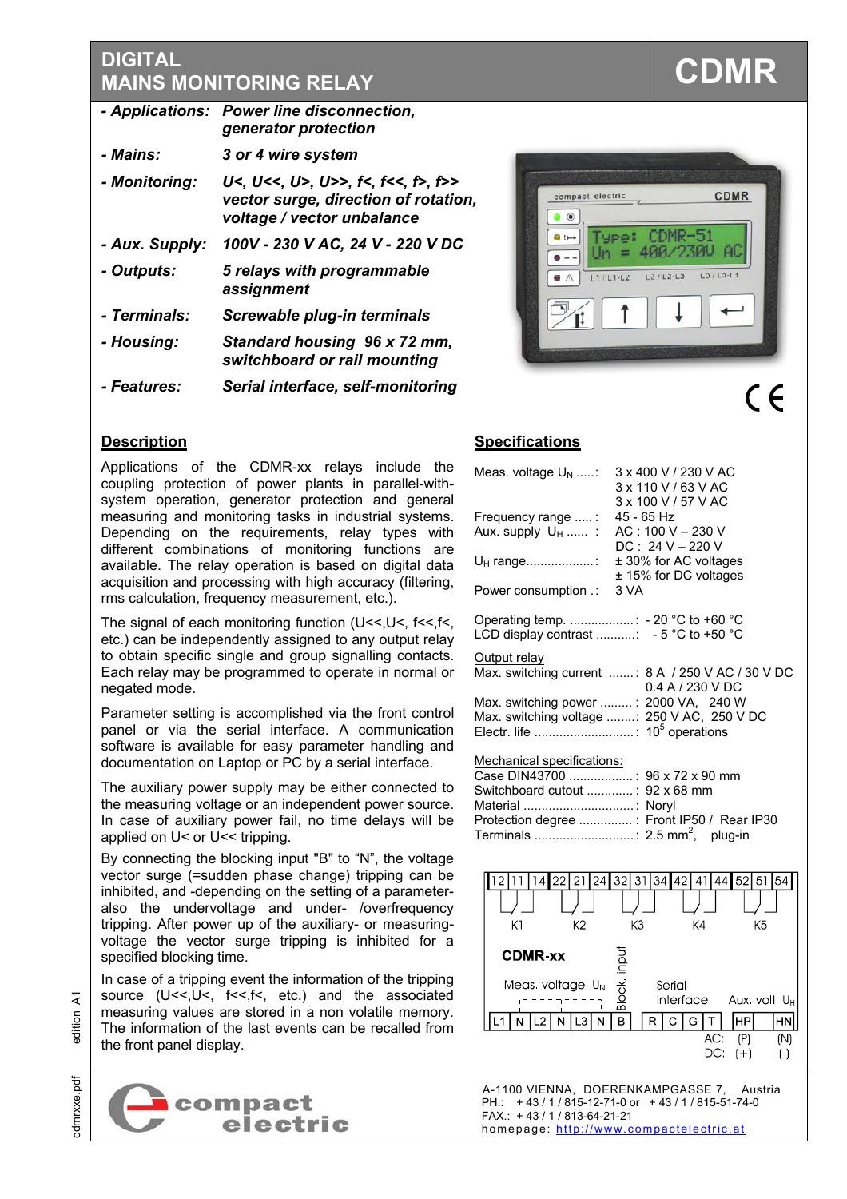# DIGITAL MAINS MONITORING RELAY

# CDMR

- ***Applications:*** ***Power line disconnection, generator protection***
- ***Mains:*** ***3 or 4 wire system***
- ***Monitoring:*** ***U<, U<<, U>, U>>, f<, f<<, f>, f>> vector surge, direction of rotation, voltage / vector unbalance***
- ***Aux. Supply:*** ***100V - 230 V AC, 24 V - 220 V DC***
- ***Outputs:*** ***5 relays with programmable assignment***
- ***Terminals:*** ***Screwable plug-in terminals***
- ***Housing:*** ***Standard housing 96 x 72 mm, switchboard or rail mounting***
- ***Features:*** ***Serial interface, self-monitoring***

## Description

Applications of the CDMR-xx relays include the coupling protection of power plants in parallel-with-system operation, generator protection and general measuring and monitoring tasks in industrial systems. Depending on the requirements, relay types with different combinations of monitoring functions are available. The relay operation is based on digital data acquisition and processing with high accuracy (filtering, rms calculation, frequency measurement, etc.).

The signal of each monitoring function (U<<,U<, f<<,f<, etc.) can be independently assigned to any output relay to obtain specific single and group signalling contacts. Each relay may be programmed to operate in normal or negated mode.

Parameter setting is accomplished via the front control panel or via the serial interface. A communication software is available for easy parameter handling and documentation on Laptop or PC by a serial interface.

The auxiliary power supply may be either connected to the measuring voltage or an independent power source. In case of auxiliary power fail, no time delays will be applied on U< or U<< tripping.

By connecting the blocking input "B" to "N", the voltage vector surge (=sudden phase change) tripping can be inhibited, and -depending on the setting of a parameter- also the undervoltage and under- /overfrequency tripping. After power up of the auxiliary- or measuring-voltage the vector surge tripping is inhibited for a specified blocking time.

In case of a tripping event the information of the tripping source (U<<,U<, f<<,f<, etc.) and the associated measuring values are stored in a non volatile memory. The information of the last events can be recalled from the front panel display.

## Specifications

| | |
|---|---|
| Meas. voltage $U_N$ ..... : | 3 x 400 V / 230 V AC<br>3 x 110 V / 63 V AC<br>3 x 100 V / 57 V AC |
| Frequency range ..... : | 45 - 65 Hz |
| Aux. supply $U_H$ ...... : | AC : 100 V – 230 V<br>DC : 24 V – 220 V |
| $U_H$ range.................. : | ± 30% for AC voltages<br>± 15% for DC voltages |
| Power consumption .: | 3 VA |
| Operating temp. .................. : | - 20 °C to +60 °C |
| LCD display contrast ........... : | - 5 °C to +50 °C |

**Output relay**

| | |
|---|---|
| Max. switching current ....... : | 8 A / 250 V AC / 30 V DC<br>0.4 A / 230 V DC |
| Max. switching power ......... : | 2000 VA, 240 W |
| Max. switching voltage ........ : | 250 V AC, 250 V DC |
| Electr. life ........................... : | $10^5$ operations |

**Mechanical specifications:**

| | |
|---|---|
| Case DIN43700 .................. : | 96 x 72 x 90 mm |
| Switchboard cutout ............. : | 92 x 68 mm |
| Material .............................. : | Noryl |
| Protection degree ............... : | Front IP50 / Rear IP30 |
| Terminals ............................ : | 2.5 $mm^2$, plug-in |

Terminal layout CDMR-xx:

- Relay outputs: K1 (12, 11, 14), K2 (22, 21, 24), K3 (32, 31, 34), K4 (42, 41, 44), K5 (52, 51, 54)
- Meas. voltage $U_N$: L1, N, L2, N, L3, N
- Block. input: B
- Serial interface: R, C, G, T
- Aux. volt. $U_H$: HP, HN (AC: (P), (N); DC: (+), (-))

A-1100 VIENNA, DOERENKAMPGASSE 7, Austria
PH.: + 43 / 1 / 815-12-71-0 or + 43 / 1 / 815-51-74-0
FAX.: + 43 / 1 / 813-64-21-21
homepage: http://www.compactelectric.at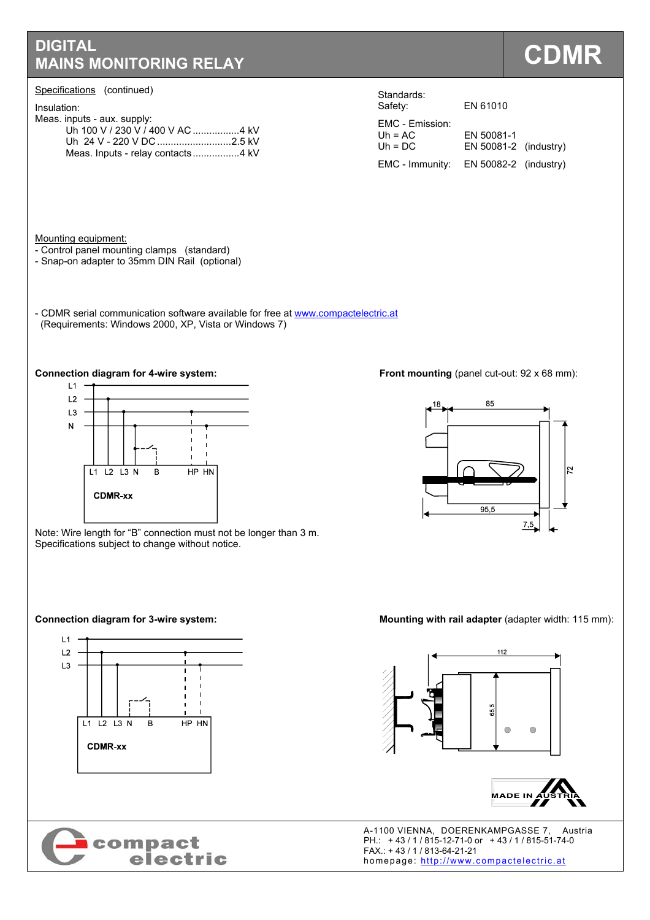# DIGITAL MAINS MONITORING RELAY

# CDMR

Specifications (continued)

Insulation:
Meas. inputs - aux. supply:
- Uh 100 V / 230 V / 400 V AC .................4 kV
- Uh 24 V - 220 V DC ...........................2.5 kV
- Meas. Inputs - relay contacts .................4 kV

Standards:

| | | |
|---|---|---|
| Safety: | EN 61010 | |
| EMC - Emission: | | |
| Uh = AC | EN 50081-1 | |
| Uh = DC | EN 50081-2 | (industry) |
| EMC - Immunity: | EN 50082-2 | (industry) |

Mounting equipment:
- Control panel mounting clamps (standard)
- Snap-on adapter to 35mm DIN Rail (optional)

- CDMR serial communication software available for free at www.compactelectric.at
  (Requirements: Windows 2000, XP, Vista or Windows 7)

**Connection diagram for 4-wire system:**

**Front mounting** (panel cut-out: 92 x 68 mm):

Note: Wire length for "B" connection must not be longer than 3 m.
Specifications subject to change without notice.

**Connection diagram for 3-wire system:**

**Mounting with rail adapter** (adapter width: 115 mm):

MADE IN AUSTRIA

compact electric

A-1100 VIENNA, DOERENKAMPGASSE 7, Austria
PH.: + 43 / 1 / 815-12-71-0 or + 43 / 1 / 815-51-74-0
FAX.: + 43 / 1 / 813-64-21-21
homepage: http://www.compactelectric.at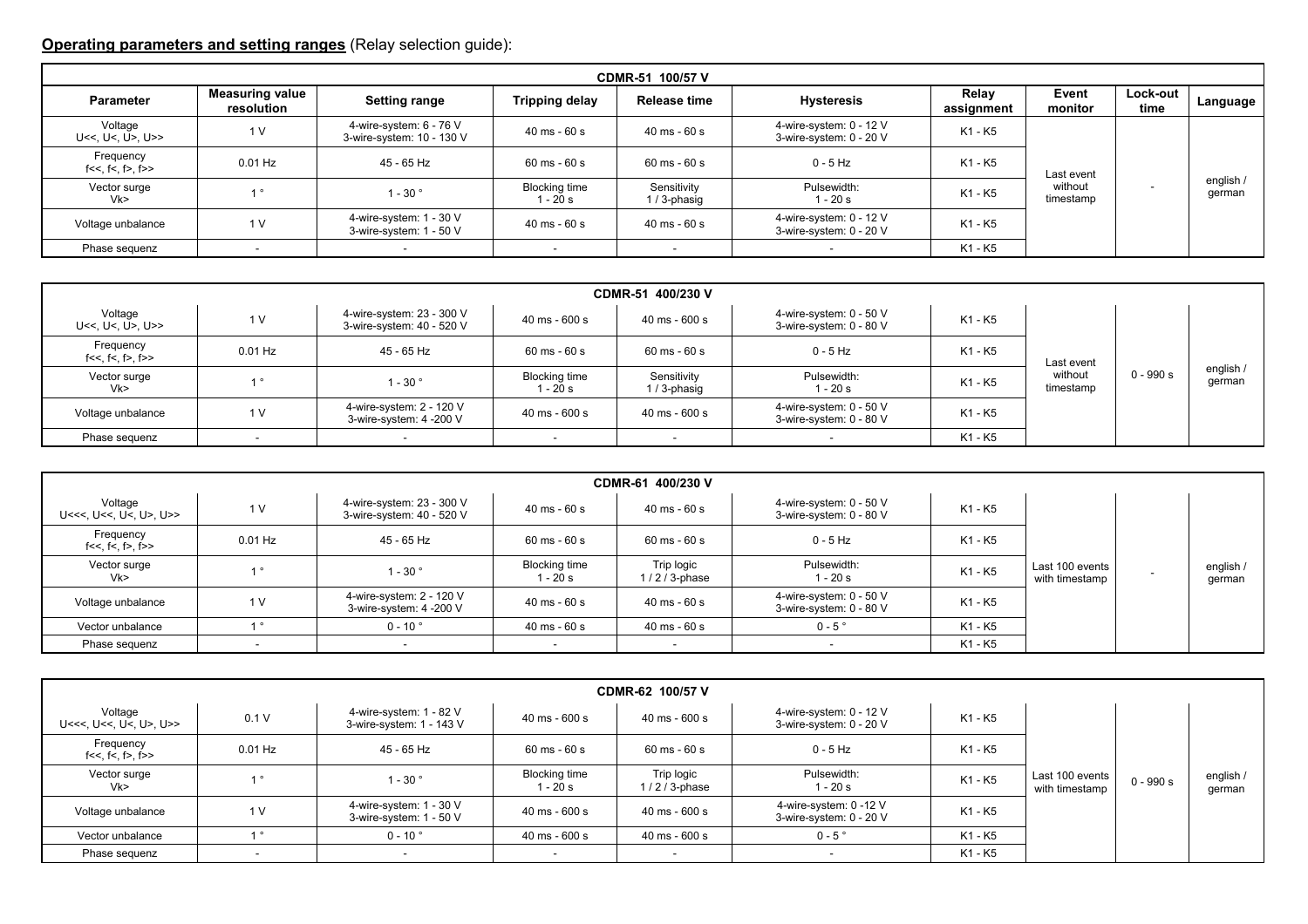**Operating parameters and setting ranges** (Relay selection guide):

| CDMR-51 100/57 V | | | | | | | | | |
|---|---|---|---|---|---|---|---|---|---|
| **Parameter** | **Measuring value resolution** | **Setting range** | **Tripping delay** | **Release time** | **Hysteresis** | **Relay assignment** | **Event monitor** | **Lock-out time** | **Language** |
| Voltage U<<, U<, U>, U>> | 1 V | 4-wire-system: 6 - 76 V<br>3-wire-system: 10 - 130 V | 40 ms - 60 s | 40 ms - 60 s | 4-wire-system: 0 - 12 V<br>3-wire-system: 0 - 20 V | K1 - K5 | Last event without timestamp | - | english / german |
| Frequency f<<, f<, f>, f>> | 0.01 Hz | 45 - 65 Hz | 60 ms - 60 s | 60 ms - 60 s | 0 - 5 Hz | K1 - K5 | | | |
| Vector surge Vk> | 1 ° | 1 - 30 ° | Blocking time 1 - 20 s | Sensitivity 1 / 3-phasig | Pulsewidth: 1 - 20 s | K1 - K5 | | | |
| Voltage unbalance | 1 V | 4-wire-system: 1 - 30 V<br>3-wire-system: 1 - 50 V | 40 ms - 60 s | 40 ms - 60 s | 4-wire-system: 0 - 12 V<br>3-wire-system: 0 - 20 V | K1 - K5 | | | |
| Phase sequenz | - | - | - | - | - | K1 - K5 | | | |

| CDMR-51 400/230 V | | | | | | | | | |
|---|---|---|---|---|---|---|---|---|---|
| Voltage U<<, U<, U>, U>> | 1 V | 4-wire-system: 23 - 300 V<br>3-wire-system: 40 - 520 V | 40 ms - 600 s | 40 ms - 600 s | 4-wire-system: 0 - 50 V<br>3-wire-system: 0 - 80 V | K1 - K5 | Last event without timestamp | 0 - 990 s | english / german |
| Frequency f<<, f<, f>, f>> | 0.01 Hz | 45 - 65 Hz | 60 ms - 60 s | 60 ms - 60 s | 0 - 5 Hz | K1 - K5 | | | |
| Vector surge Vk> | 1 ° | 1 - 30 ° | Blocking time 1 - 20 s | Sensitivity 1 / 3-phasig | Pulsewidth: 1 - 20 s | K1 - K5 | | | |
| Voltage unbalance | 1 V | 4-wire-system: 2 - 120 V<br>3-wire-system: 4 -200 V | 40 ms - 600 s | 40 ms - 600 s | 4-wire-system: 0 - 50 V<br>3-wire-system: 0 - 80 V | K1 - K5 | | | |
| Phase sequenz | - | - | - | - | - | K1 - K5 | | | |

| CDMR-61 400/230 V | | | | | | | | | |
|---|---|---|---|---|---|---|---|---|---|
| Voltage U<<<, U<<, U<, U>, U>> | 1 V | 4-wire-system: 23 - 300 V<br>3-wire-system: 40 - 520 V | 40 ms - 60 s | 40 ms - 60 s | 4-wire-system: 0 - 50 V<br>3-wire-system: 0 - 80 V | K1 - K5 | Last 100 events with timestamp | - | english / german |
| Frequency f<<, f<, f>, f>> | 0.01 Hz | 45 - 65 Hz | 60 ms - 60 s | 60 ms - 60 s | 0 - 5 Hz | K1 - K5 | | | |
| Vector surge Vk> | 1 ° | 1 - 30 ° | Blocking time 1 - 20 s | Trip logic 1 / 2 / 3-phase | Pulsewidth: 1 - 20 s | K1 - K5 | | | |
| Voltage unbalance | 1 V | 4-wire-system: 2 - 120 V<br>3-wire-system: 4 -200 V | 40 ms - 60 s | 40 ms - 60 s | 4-wire-system: 0 - 50 V<br>3-wire-system: 0 - 80 V | K1 - K5 | | | |
| Vector unbalance | 1 ° | 0 - 10 ° | 40 ms - 60 s | 40 ms - 60 s | 0 - 5 ° | K1 - K5 | | | |
| Phase sequenz | - | - | - | - | - | K1 - K5 | | | |

| CDMR-62 100/57 V | | | | | | | | | |
|---|---|---|---|---|---|---|---|---|---|
| Voltage U<<<, U<<, U<, U>, U>> | 0.1 V | 4-wire-system: 1 - 82 V<br>3-wire-system: 1 - 143 V | 40 ms - 600 s | 40 ms - 600 s | 4-wire-system: 0 - 12 V<br>3-wire-system: 0 - 20 V | K1 - K5 | Last 100 events with timestamp | 0 - 990 s | english / german |
| Frequency f<<, f<, f>, f>> | 0.01 Hz | 45 - 65 Hz | 60 ms - 60 s | 60 ms - 60 s | 0 - 5 Hz | K1 - K5 | | | |
| Vector surge Vk> | 1 ° | 1 - 30 ° | Blocking time 1 - 20 s | Trip logic 1 / 2 / 3-phase | Pulsewidth: 1 - 20 s | K1 - K5 | | | |
| Voltage unbalance | 1 V | 4-wire-system: 1 - 30 V<br>3-wire-system: 1 - 50 V | 40 ms - 600 s | 40 ms - 600 s | 4-wire-system: 0 -12 V<br>3-wire-system: 0 - 20 V | K1 - K5 | | | |
| Vector unbalance | 1 ° | 0 - 10 ° | 40 ms - 600 s | 40 ms - 600 s | 0 - 5 ° | K1 - K5 | | | |
| Phase sequenz | - | - | - | - | - | K1 - K5 | | | |